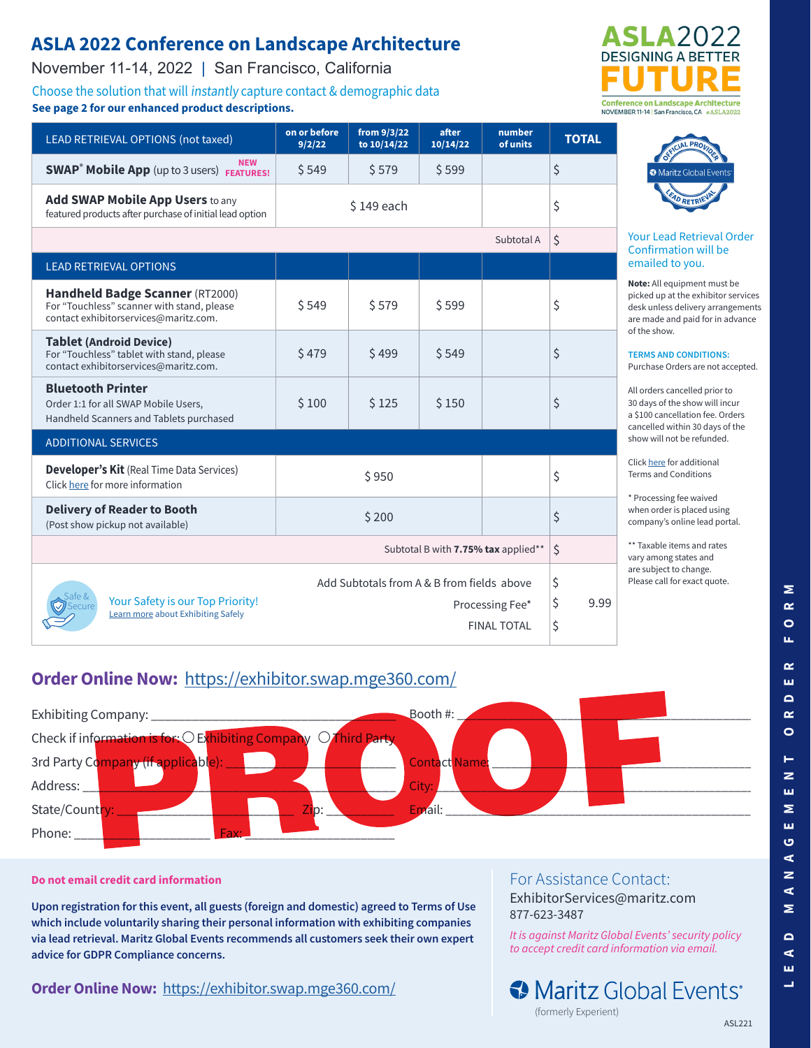# ASLA 2022 Conference on Landscape Architecture

November 11-14, 2022 | San Francisco, California

Choose the solution that will *instantly* capture contact & demographic data

**See page 2 for our enhanced product descriptions.**

ASLA2022 DESIGNING A BETTER FUTURE
Conference on Landscape Architecture
NOVEMBER 11-14 | San Francisco, CA #ASLA2022

| LEAD RETRIEVAL OPTIONS (not taxed) | on or before 9/2/22 | from 9/3/22 to 10/14/22 | after 10/14/22 | number of units | TOTAL |
|---|---|---|---|---|---|
| **SWAP® Mobile App** (up to 3 users) NEW FEATURES! | $ 549 | $ 579 | $ 599 | | $ |
| **Add SWAP Mobile App Users** to any featured products after purchase of initial lead option | $ 149 each | | | | $ |
| | | | | Subtotal A | $ |
| LEAD RETRIEVAL OPTIONS | | | | | |
| **Handheld Badge Scanner** (RT2000) For "Touchless" scanner with stand, please contact exhibitorservices@maritz.com. | $ 549 | $ 579 | $ 599 | | $ |
| **Tablet (Android Device)** For "Touchless" tablet with stand, please contact exhibitorservices@maritz.com. | $ 479 | $ 499 | $ 549 | | $ |
| **Bluetooth Printer** Order 1:1 for all SWAP Mobile Users, Handheld Scanners and Tablets purchased | $ 100 | $ 125 | $ 150 | | $ |
| ADDITIONAL SERVICES | | | | | |
| **Developer's Kit** (Real Time Data Services) Click here for more information | $ 950 | | | | $ |
| **Delivery of Reader to Booth** (Post show pickup not available) | $ 200 | | | | $ |
| | | | | Subtotal B with **7.75% tax** applied** | $ |
| | | | | Add Subtotals from A & B from fields above | $ |
| | | | | Processing Fee* | $ 9.99 |
| | | | | FINAL TOTAL | $ |

Safe & Secure — Your Safety is our Top Priority! Learn more about Exhibiting Safely

OFFICIAL PROVIDER — Maritz Global Events — LEAD RETRIEVAL

Your Lead Retrieval Order Confirmation will be emailed to you.

**Note:** All equipment must be picked up at the exhibitor services desk unless delivery arrangements are made and paid for in advance of the show.

**TERMS AND CONDITIONS:**
Purchase Orders are not accepted.

All orders cancelled prior to 30 days of the show will incur a $100 cancellation fee. Orders cancelled within 30 days of the show will not be refunded.

Click here for additional Terms and Conditions

* Processing fee waived when order is placed using company's online lead portal.

** Taxable items and rates vary among states and are subject to change. Please call for exact quote.

## Order Online Now: https://exhibitor.swap.mge360.com/

PROOF

Exhibiting Company: ______________________ Booth #: ______________________

Check if information is for: ○ Exhibiting Company ○ Third Party

3rd Party Company (if applicable): ______________________ Contact Name: ______________________

Address: ______________________ City: ______________________

State/Country: ______________ Zip: __________ Email: ______________________

Phone: ______________ Fax: ______________

**Do not email credit card information**

**Upon registration for this event, all guests (foreign and domestic) agreed to Terms of Use which include voluntarily sharing their personal information with exhibiting companies via lead retrieval. Maritz Global Events recommends all customers seek their own expert advice for GDPR Compliance concerns.**

## Order Online Now: https://exhibitor.swap.mge360.com/

For Assistance Contact:
ExhibitorServices@maritz.com
877-623-3487

*It is against Maritz Global Events' security policy to accept credit card information via email.*

Maritz Global Events®
(formerly Experient)

ASL221

LEAD MANAGEMENT ORDER FORM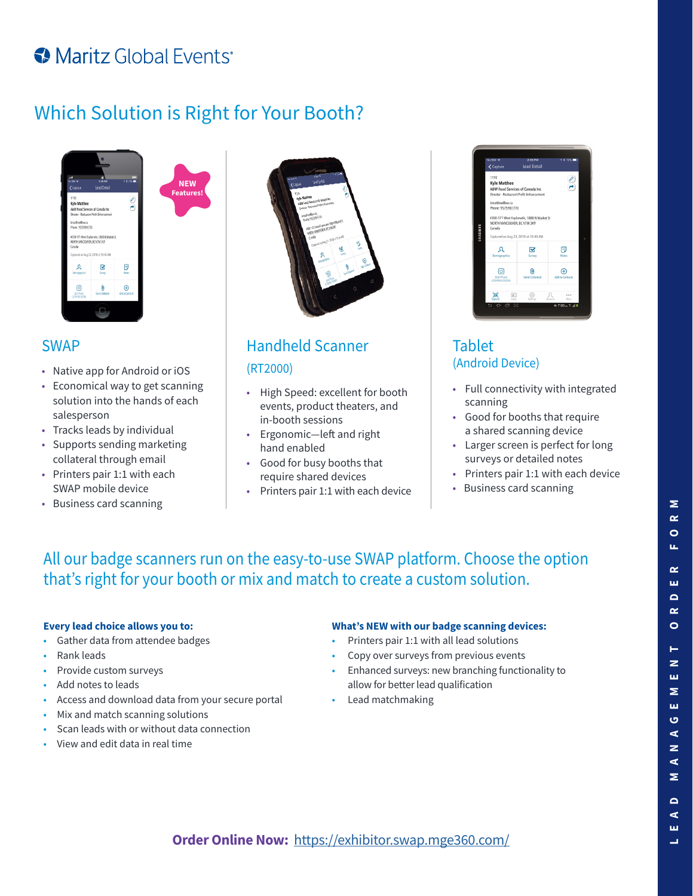Maritz Global Events

# Which Solution is Right for Your Booth?

NEW Features!

## SWAP

- Native app for Android or iOS
- Economical way to get scanning solution into the hands of each salesperson
- Tracks leads by individual
- Supports sending marketing collateral through email
- Printers pair 1:1 with each SWAP mobile device
- Business card scanning

## Handheld Scanner

### (RT2000)

- High Speed: excellent for booth events, product theaters, and in-booth sessions
- Ergonomic—left and right hand enabled
- Good for busy booths that require shared devices
- Printers pair 1:1 with each device

## Tablet

### (Android Device)

- Full connectivity with integrated scanning
- Good for booths that require a shared scanning device
- Larger screen is perfect for long surveys or detailed notes
- Printers pair 1:1 with each device
- Business card scanning

## All our badge scanners run on the easy-to-use SWAP platform. Choose the option that's right for your booth or mix and match to create a custom solution.

**Every lead choice allows you to:**

- Gather data from attendee badges
- Rank leads
- Provide custom surveys
- Add notes to leads
- Access and download data from your secure portal
- Mix and match scanning solutions
- Scan leads with or without data connection
- View and edit data in real time

**What's NEW with our badge scanning devices:**

- Printers pair 1:1 with all lead solutions
- Copy over surveys from previous events
- Enhanced surveys: new branching functionality to allow for better lead qualification
- Lead matchmaking

**Order Online Now:** https://exhibitor.swap.mge360.com/

LEAD MANAGEMENT ORDER FORM